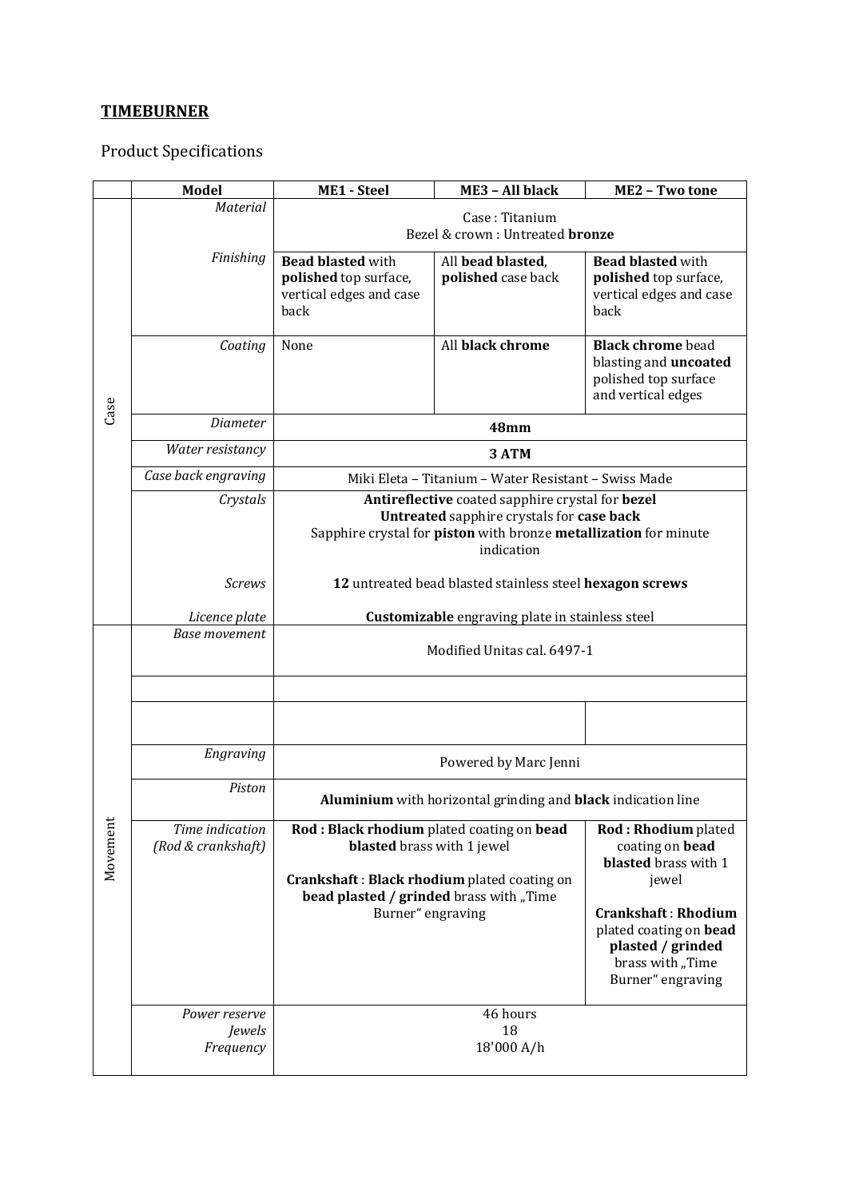**TIMEBURNER**

Product Specifications

| | Model | ME1 - Steel | ME3 – All black | ME2 – Two tone |
|---|---|---|---|---|
| Case | *Material* | Case : Titanium<br>Bezel & crown : Untreated **bronze** | | |
| | *Finishing* | **Bead blasted** with **polished** top surface, vertical edges and case back | All **bead blasted**, **polished** case back | **Bead blasted** with **polished** top surface, vertical edges and case back |
| | *Coating* | None | All **black chrome** | **Black chrome** bead blasting and **uncoated** polished top surface and vertical edges |
| | *Diameter* | **48mm** | | |
| | *Water resistancy* | **3 ATM** | | |
| | *Case back engraving* | Miki Eleta – Titanium – Water Resistant – Swiss Made | | |
| | *Crystals* | **Antireflective** coated sapphire crystal for **bezel**<br>**Untreated** sapphire crystals for **case back**<br>Sapphire crystal for **piston** with bronze **metallization** for minute indication | | |
| | *Screws* | **12** untreated bead blasted stainless steel **hexagon screws** | | |
| | *Licence plate* | **Customizable** engraving plate in stainless steel | | |
| Movement | *Base movement* | Modified Unitas cal. 6497-1 | | |
| | | | | |
| | | | | |
| | *Engraving* | Powered by Marc Jenni | | |
| | *Piston* | **Aluminium** with horizontal grinding and **black** indication line | | |
| | *Time indication (Rod & crankshaft)* | **Rod : Black rhodium** plated coating on **bead blasted** brass with 1 jewel<br><br>**Crankshaft** : **Black rhodium** plated coating on **bead plasted / grinded** brass with „Time Burner" engraving | | **Rod : Rhodium** plated coating on **bead blasted** brass with 1 jewel<br><br>**Crankshaft** : **Rhodium** plated coating on **bead plasted / grinded** brass with „Time Burner" engraving |
| | *Power reserve*<br>*Jewels*<br>*Frequency* | 46 hours<br>18<br>18'000 A/h | | |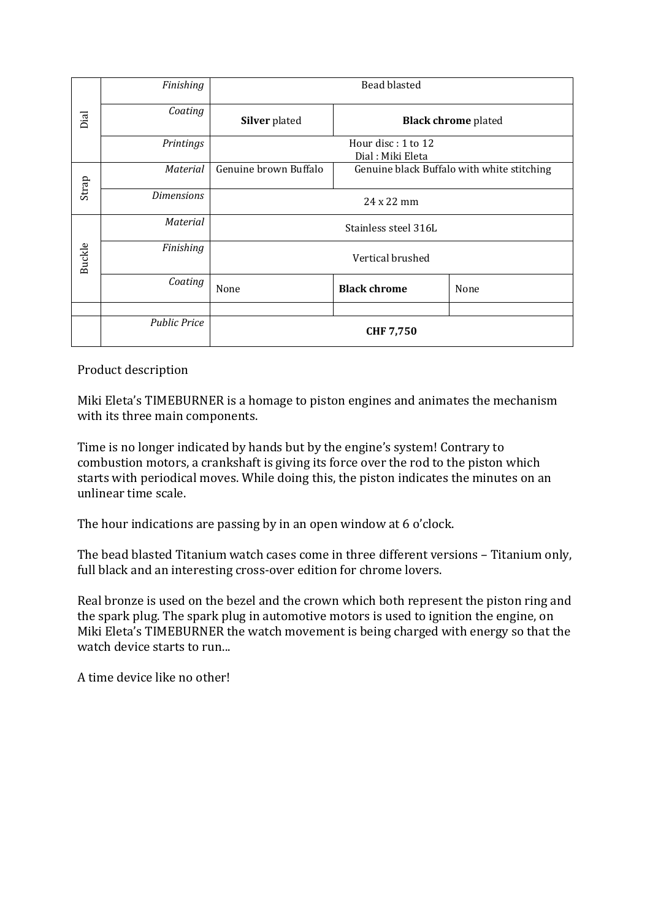| | | | | |
|---|---|---|---|---|
| Dial | *Finishing* | Bead blasted | | |
| | *Coating* | **Silver** plated | **Black chrome** plated | |
| | *Printings* | Hour disc : 1 to 12<br>Dial : Miki Eleta | | |
| Strap | *Material* | Genuine brown Buffalo | Genuine black Buffalo with white stitching | |
| | *Dimensions* | 24 x 22 mm | | |
| Buckle | *Material* | Stainless steel 316L | | |
| | *Finishing* | Vertical brushed | | |
| | *Coating* | None | **Black chrome** | None |
| | | | | |
| | *Public Price* | **CHF 7,750** | | |

Product description

Miki Eleta's TIMEBURNER is a homage to piston engines and animates the mechanism with its three main components.

Time is no longer indicated by hands but by the engine's system! Contrary to combustion motors, a crankshaft is giving its force over the rod to the piston which starts with periodical moves. While doing this, the piston indicates the minutes on an unlinear time scale.

The hour indications are passing by in an open window at 6 o'clock.

The bead blasted Titanium watch cases come in three different versions – Titanium only, full black and an interesting cross-over edition for chrome lovers.

Real bronze is used on the bezel and the crown which both represent the piston ring and the spark plug. The spark plug in automotive motors is used to ignition the engine, on Miki Eleta's TIMEBURNER the watch movement is being charged with energy so that the watch device starts to run...

A time device like no other!